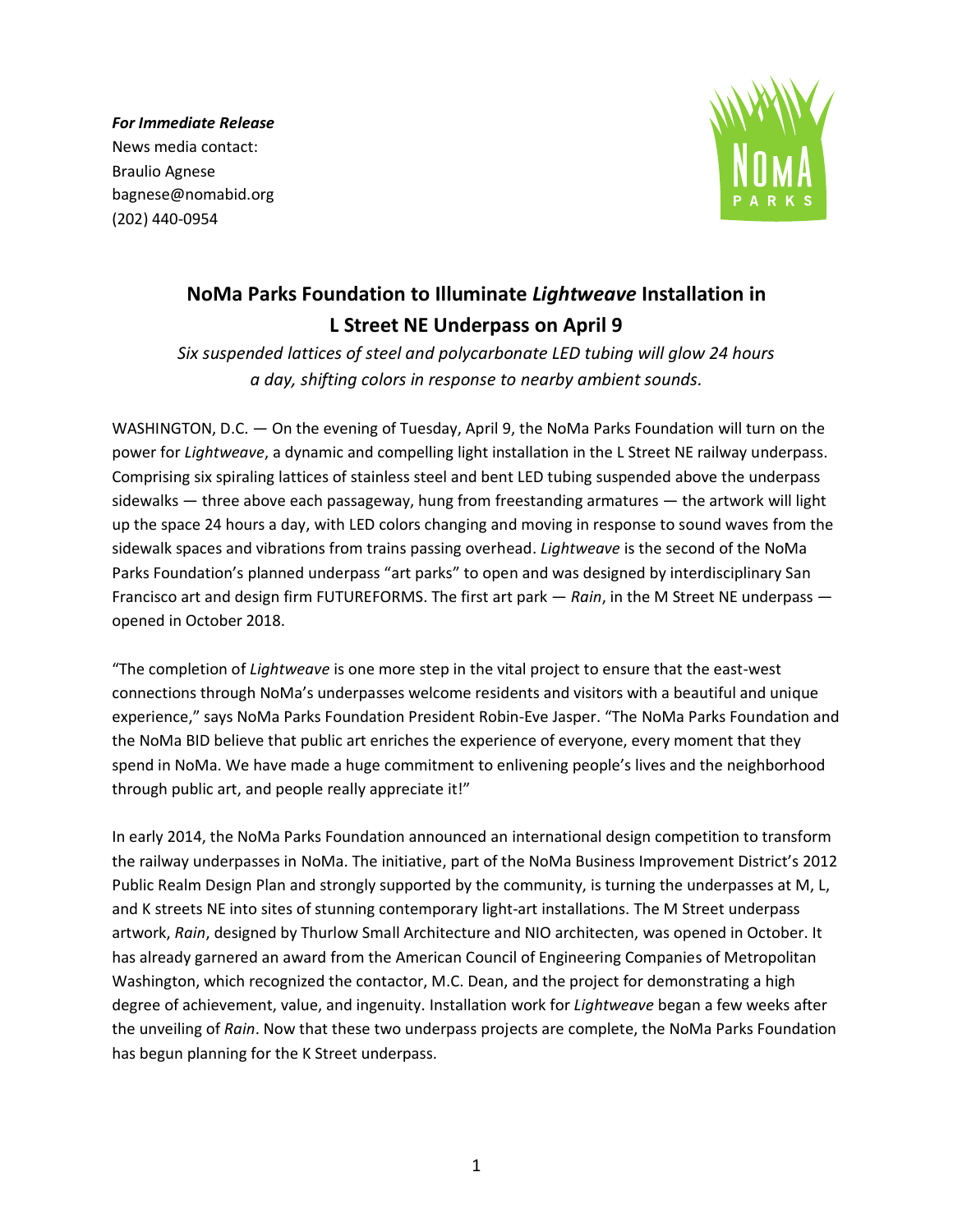***For Immediate Release***
News media contact:
Braulio Agnese
bagnese@nomabid.org
(202) 440-0954

# NoMa Parks Foundation to Illuminate *Lightweave* Installation in L Street NE Underpass on April 9

*Six suspended lattices of steel and polycarbonate LED tubing will glow 24 hours a day, shifting colors in response to nearby ambient sounds.*

WASHINGTON, D.C. — On the evening of Tuesday, April 9, the NoMa Parks Foundation will turn on the power for *Lightweave*, a dynamic and compelling light installation in the L Street NE railway underpass. Comprising six spiraling lattices of stainless steel and bent LED tubing suspended above the underpass sidewalks — three above each passageway, hung from freestanding armatures — the artwork will light up the space 24 hours a day, with LED colors changing and moving in response to sound waves from the sidewalk spaces and vibrations from trains passing overhead. *Lightweave* is the second of the NoMa Parks Foundation's planned underpass "art parks" to open and was designed by interdisciplinary San Francisco art and design firm FUTUREFORMS. The first art park — *Rain*, in the M Street NE underpass — opened in October 2018.

"The completion of *Lightweave* is one more step in the vital project to ensure that the east-west connections through NoMa's underpasses welcome residents and visitors with a beautiful and unique experience," says NoMa Parks Foundation President Robin-Eve Jasper. "The NoMa Parks Foundation and the NoMa BID believe that public art enriches the experience of everyone, every moment that they spend in NoMa. We have made a huge commitment to enlivening people's lives and the neighborhood through public art, and people really appreciate it!"

In early 2014, the NoMa Parks Foundation announced an international design competition to transform the railway underpasses in NoMa. The initiative, part of the NoMa Business Improvement District's 2012 Public Realm Design Plan and strongly supported by the community, is turning the underpasses at M, L, and K streets NE into sites of stunning contemporary light-art installations. The M Street underpass artwork, *Rain*, designed by Thurlow Small Architecture and NIO architecten, was opened in October. It has already garnered an award from the American Council of Engineering Companies of Metropolitan Washington, which recognized the contactor, M.C. Dean, and the project for demonstrating a high degree of achievement, value, and ingenuity. Installation work for *Lightweave* began a few weeks after the unveiling of *Rain*. Now that these two underpass projects are complete, the NoMa Parks Foundation has begun planning for the K Street underpass.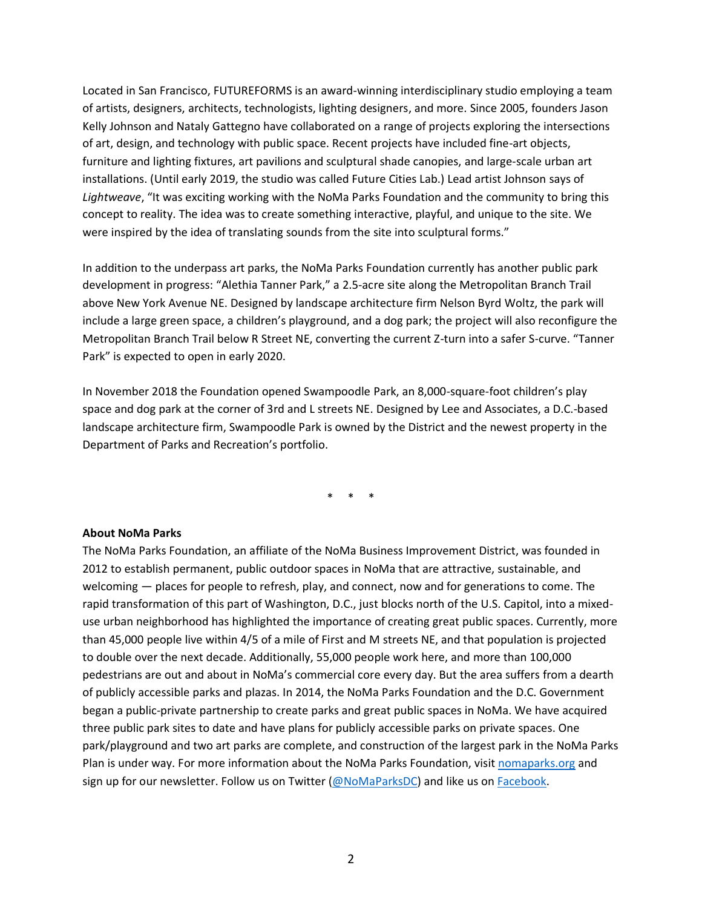Located in San Francisco, FUTUREFORMS is an award-winning interdisciplinary studio employing a team of artists, designers, architects, technologists, lighting designers, and more. Since 2005, founders Jason Kelly Johnson and Nataly Gattegno have collaborated on a range of projects exploring the intersections of art, design, and technology with public space. Recent projects have included fine-art objects, furniture and lighting fixtures, art pavilions and sculptural shade canopies, and large-scale urban art installations. (Until early 2019, the studio was called Future Cities Lab.) Lead artist Johnson says of *Lightweave*, "It was exciting working with the NoMa Parks Foundation and the community to bring this concept to reality. The idea was to create something interactive, playful, and unique to the site. We were inspired by the idea of translating sounds from the site into sculptural forms."

In addition to the underpass art parks, the NoMa Parks Foundation currently has another public park development in progress: "Alethia Tanner Park," a 2.5-acre site along the Metropolitan Branch Trail above New York Avenue NE. Designed by landscape architecture firm Nelson Byrd Woltz, the park will include a large green space, a children's playground, and a dog park; the project will also reconfigure the Metropolitan Branch Trail below R Street NE, converting the current Z-turn into a safer S-curve. "Tanner Park" is expected to open in early 2020.

In November 2018 the Foundation opened Swampoodle Park, an 8,000-square-foot children's play space and dog park at the corner of 3rd and L streets NE. Designed by Lee and Associates, a D.C.-based landscape architecture firm, Swampoodle Park is owned by the District and the newest property in the Department of Parks and Recreation's portfolio.

\* \* \*

**About NoMa Parks**

The NoMa Parks Foundation, an affiliate of the NoMa Business Improvement District, was founded in 2012 to establish permanent, public outdoor spaces in NoMa that are attractive, sustainable, and welcoming — places for people to refresh, play, and connect, now and for generations to come. The rapid transformation of this part of Washington, D.C., just blocks north of the U.S. Capitol, into a mixed-use urban neighborhood has highlighted the importance of creating great public spaces. Currently, more than 45,000 people live within 4/5 of a mile of First and M streets NE, and that population is projected to double over the next decade. Additionally, 55,000 people work here, and more than 100,000 pedestrians are out and about in NoMa's commercial core every day. But the area suffers from a dearth of publicly accessible parks and plazas. In 2014, the NoMa Parks Foundation and the D.C. Government began a public-private partnership to create parks and great public spaces in NoMa. We have acquired three public park sites to date and have plans for publicly accessible parks on private spaces. One park/playground and two art parks are complete, and construction of the largest park in the NoMa Parks Plan is under way. For more information about the NoMa Parks Foundation, visit nomaparks.org and sign up for our newsletter. Follow us on Twitter (@NoMaParksDC) and like us on Facebook.